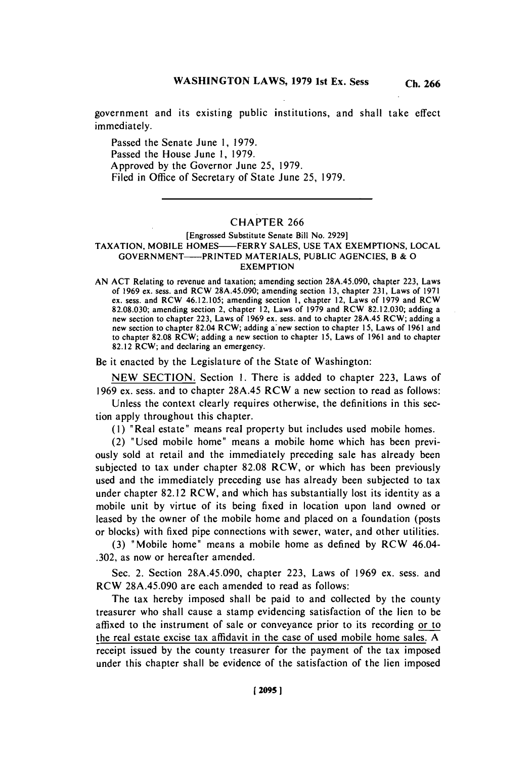government and its existing public institutions, and shall take effect immediately.

Passed the Senate June 1, 1979.
Passed the House June 1, 1979.
Approved by the Governor June 25, 1979.
Filed in Office of Secretary of State June 25, 1979.

---

## CHAPTER 266

[Engrossed Substitute Senate Bill No. 2929]

### TAXATION, MOBILE HOMES—FERRY SALES, USE TAX EXEMPTIONS, LOCAL GOVERNMENT—PRINTED MATERIALS, PUBLIC AGENCIES, B & O EXEMPTION

AN ACT Relating to revenue and taxation; amending section 28A.45.090, chapter 223, Laws of 1969 ex. sess. and RCW 28A.45.090; amending section 13, chapter 231, Laws of 1971 ex. sess. and RCW 46.12.105; amending section 1, chapter 12, Laws of 1979 and RCW 82.08.030; amending section 2, chapter 12, Laws of 1979 and RCW 82.12.030; adding a new section to chapter 223, Laws of 1969 ex. sess. and to chapter 28A.45 RCW; adding a new section to chapter 82.04 RCW; adding a new section to chapter 15, Laws of 1961 and to chapter 82.08 RCW; adding a new section to chapter 15, Laws of 1961 and to chapter 82.12 RCW; and declaring an emergency.

Be it enacted by the Legislature of the State of Washington:

NEW SECTION. Section 1. There is added to chapter 223, Laws of 1969 ex. sess. and to chapter 28A.45 RCW a new section to read as follows:

Unless the context clearly requires otherwise, the definitions in this section apply throughout this chapter.

(1) "Real estate" means real property but includes used mobile homes.

(2) "Used mobile home" means a mobile home which has been previously sold at retail and the immediately preceding sale has already been subjected to tax under chapter 82.08 RCW, or which has been previously used and the immediately preceding use has already been subjected to tax under chapter 82.12 RCW, and which has substantially lost its identity as a mobile unit by virtue of its being fixed in location upon land owned or leased by the owner of the mobile home and placed on a foundation (posts or blocks) with fixed pipe connections with sewer, water, and other utilities.

(3) "Mobile home" means a mobile home as defined by RCW 46.04.302, as now or hereafter amended.

Sec. 2. Section 28A.45.090, chapter 223, Laws of 1969 ex. sess. and RCW 28A.45.090 are each amended to read as follows:

The tax hereby imposed shall be paid to and collected by the county treasurer who shall cause a stamp evidencing satisfaction of the lien to be affixed to the instrument of sale or conveyance prior to its recording or to the real estate excise tax affidavit in the case of used mobile home sales. A receipt issued by the county treasurer for the payment of the tax imposed under this chapter shall be evidence of the satisfaction of the lien imposed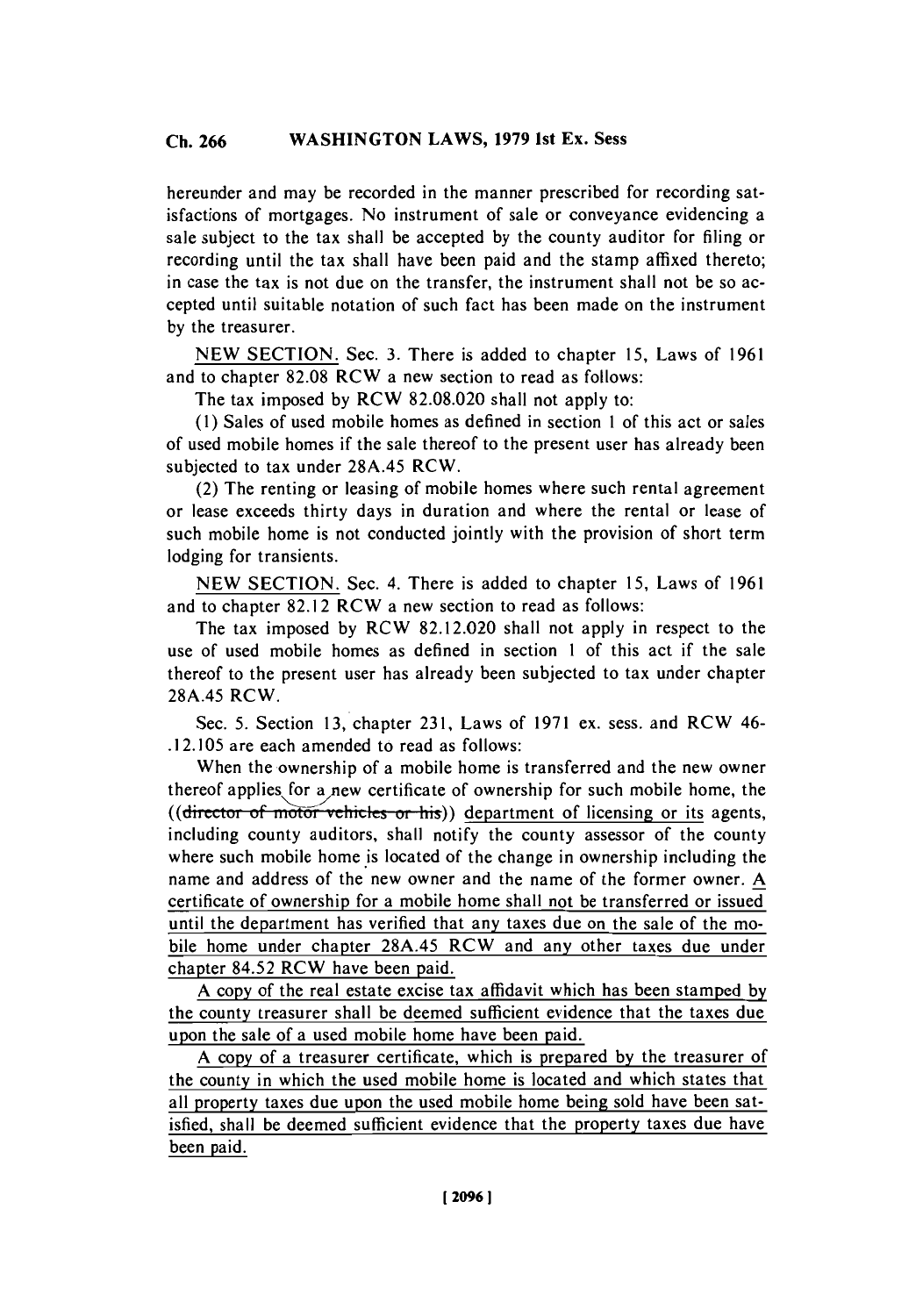hereunder and may be recorded in the manner prescribed for recording satisfactions of mortgages. No instrument of sale or conveyance evidencing a sale subject to the tax shall be accepted by the county auditor for filing or recording until the tax shall have been paid and the stamp affixed thereto; in case the tax is not due on the transfer, the instrument shall not be so accepted until suitable notation of such fact has been made on the instrument by the treasurer.

NEW SECTION. Sec. 3. There is added to chapter 15, Laws of 1961 and to chapter 82.08 RCW a new section to read as follows:

The tax imposed by RCW 82.08.020 shall not apply to:

(1) Sales of used mobile homes as defined in section 1 of this act or sales of used mobile homes if the sale thereof to the present user has already been subjected to tax under 28A.45 RCW.

(2) The renting or leasing of mobile homes where such rental agreement or lease exceeds thirty days in duration and where the rental or lease of such mobile home is not conducted jointly with the provision of short term lodging for transients.

NEW SECTION. Sec. 4. There is added to chapter 15, Laws of 1961 and to chapter 82.12 RCW a new section to read as follows:

The tax imposed by RCW 82.12.020 shall not apply in respect to the use of used mobile homes as defined in section 1 of this act if the sale thereof to the present user has already been subjected to tax under chapter 28A.45 RCW.

Sec. 5. Section 13, chapter 231, Laws of 1971 ex. sess. and RCW 46.12.105 are each amended to read as follows:

When the ownership of a mobile home is transferred and the new owner thereof applies for a new certificate of ownership for such mobile home, the ((~~director of motor vehicles or his~~)) department of licensing or its agents, including county auditors, shall notify the county assessor of the county where such mobile home is located of the change in ownership including the name and address of the new owner and the name of the former owner. A certificate of ownership for a mobile home shall not be transferred or issued until the department has verified that any taxes due on the sale of the mobile home under chapter 28A.45 RCW and any other taxes due under chapter 84.52 RCW have been paid.

A copy of the real estate excise tax affidavit which has been stamped by the county treasurer shall be deemed sufficient evidence that the taxes due upon the sale of a used mobile home have been paid.

A copy of a treasurer certificate, which is prepared by the treasurer of the county in which the used mobile home is located and which states that all property taxes due upon the used mobile home being sold have been satisfied, shall be deemed sufficient evidence that the property taxes due have been paid.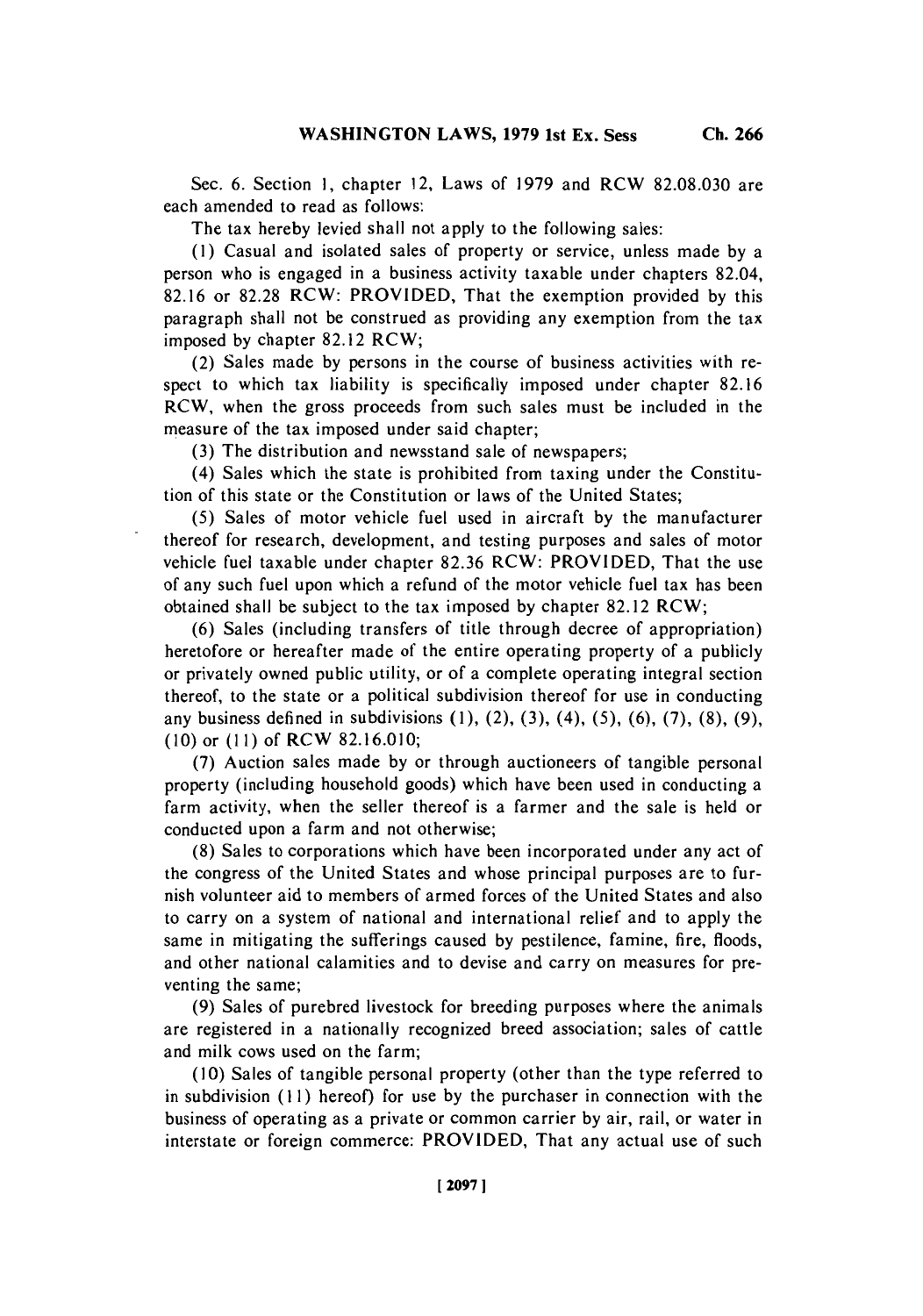Sec. 6. Section 1, chapter 12, Laws of 1979 and RCW 82.08.030 are each amended to read as follows:

The tax hereby levied shall not apply to the following sales:

(1) Casual and isolated sales of property or service, unless made by a person who is engaged in a business activity taxable under chapters 82.04, 82.16 or 82.28 RCW: PROVIDED, That the exemption provided by this paragraph shall not be construed as providing any exemption from the tax imposed by chapter 82.12 RCW;

(2) Sales made by persons in the course of business activities with respect to which tax liability is specifically imposed under chapter 82.16 RCW, when the gross proceeds from such sales must be included in the measure of the tax imposed under said chapter;

(3) The distribution and newsstand sale of newspapers;

(4) Sales which the state is prohibited from taxing under the Constitution of this state or the Constitution or laws of the United States;

(5) Sales of motor vehicle fuel used in aircraft by the manufacturer thereof for research, development, and testing purposes and sales of motor vehicle fuel taxable under chapter 82.36 RCW: PROVIDED, That the use of any such fuel upon which a refund of the motor vehicle fuel tax has been obtained shall be subject to the tax imposed by chapter 82.12 RCW;

(6) Sales (including transfers of title through decree of appropriation) heretofore or hereafter made of the entire operating property of a publicly or privately owned public utility, or of a complete operating integral section thereof, to the state or a political subdivision thereof for use in conducting any business defined in subdivisions (1), (2), (3), (4), (5), (6), (7), (8), (9), (10) or (11) of RCW 82.16.010;

(7) Auction sales made by or through auctioneers of tangible personal property (including household goods) which have been used in conducting a farm activity, when the seller thereof is a farmer and the sale is held or conducted upon a farm and not otherwise;

(8) Sales to corporations which have been incorporated under any act of the congress of the United States and whose principal purposes are to furnish volunteer aid to members of armed forces of the United States and also to carry on a system of national and international relief and to apply the same in mitigating the sufferings caused by pestilence, famine, fire, floods, and other national calamities and to devise and carry on measures for preventing the same;

(9) Sales of purebred livestock for breeding purposes where the animals are registered in a nationally recognized breed association; sales of cattle and milk cows used on the farm;

(10) Sales of tangible personal property (other than the type referred to in subdivision (11) hereof) for use by the purchaser in connection with the business of operating as a private or common carrier by air, rail, or water in interstate or foreign commerce: PROVIDED, That any actual use of such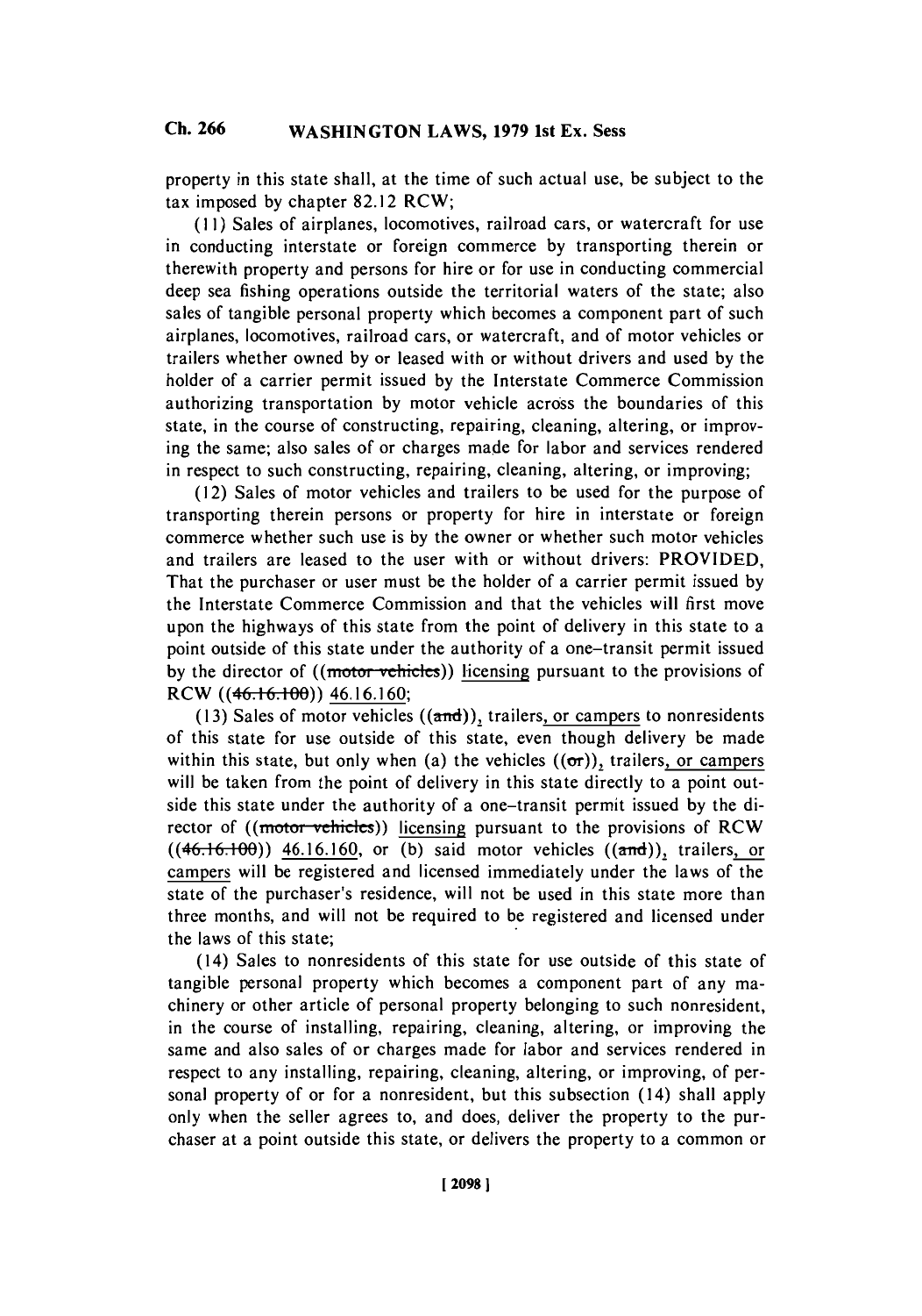property in this state shall, at the time of such actual use, be subject to the tax imposed by chapter 82.12 RCW;

(11) Sales of airplanes, locomotives, railroad cars, or watercraft for use in conducting interstate or foreign commerce by transporting therein or therewith property and persons for hire or for use in conducting commercial deep sea fishing operations outside the territorial waters of the state; also sales of tangible personal property which becomes a component part of such airplanes, locomotives, railroad cars, or watercraft, and of motor vehicles or trailers whether owned by or leased with or without drivers and used by the holder of a carrier permit issued by the Interstate Commerce Commission authorizing transportation by motor vehicle across the boundaries of this state, in the course of constructing, repairing, cleaning, altering, or improving the same; also sales of or charges made for labor and services rendered in respect to such constructing, repairing, cleaning, altering, or improving;

(12) Sales of motor vehicles and trailers to be used for the purpose of transporting therein persons or property for hire in interstate or foreign commerce whether such use is by the owner or whether such motor vehicles and trailers are leased to the user with or without drivers: PROVIDED, That the purchaser or user must be the holder of a carrier permit issued by the Interstate Commerce Commission and that the vehicles will first move upon the highways of this state from the point of delivery in this state to a point outside of this state under the authority of a one–transit permit issued by the director of ((~~motor vehicles~~)) licensing pursuant to the provisions of RCW ((~~46.16.100~~)) 46.16.160;

(13) Sales of motor vehicles ((~~and~~)), trailers, or campers to nonresidents of this state for use outside of this state, even though delivery be made within this state, but only when (a) the vehicles ((~~or~~)), trailers, or campers will be taken from the point of delivery in this state directly to a point outside this state under the authority of a one–transit permit issued by the director of ((~~motor vehicles~~)) licensing pursuant to the provisions of RCW ((~~46.16.100~~)) 46.16.160, or (b) said motor vehicles ((~~and~~)), trailers, or campers will be registered and licensed immediately under the laws of the state of the purchaser's residence, will not be used in this state more than three months, and will not be required to be registered and licensed under the laws of this state;

(14) Sales to nonresidents of this state for use outside of this state of tangible personal property which becomes a component part of any machinery or other article of personal property belonging to such nonresident, in the course of installing, repairing, cleaning, altering, or improving the same and also sales of or charges made for labor and services rendered in respect to any installing, repairing, cleaning, altering, or improving, of personal property of or for a nonresident, but this subsection (14) shall apply only when the seller agrees to, and does, deliver the property to the purchaser at a point outside this state, or delivers the property to a common or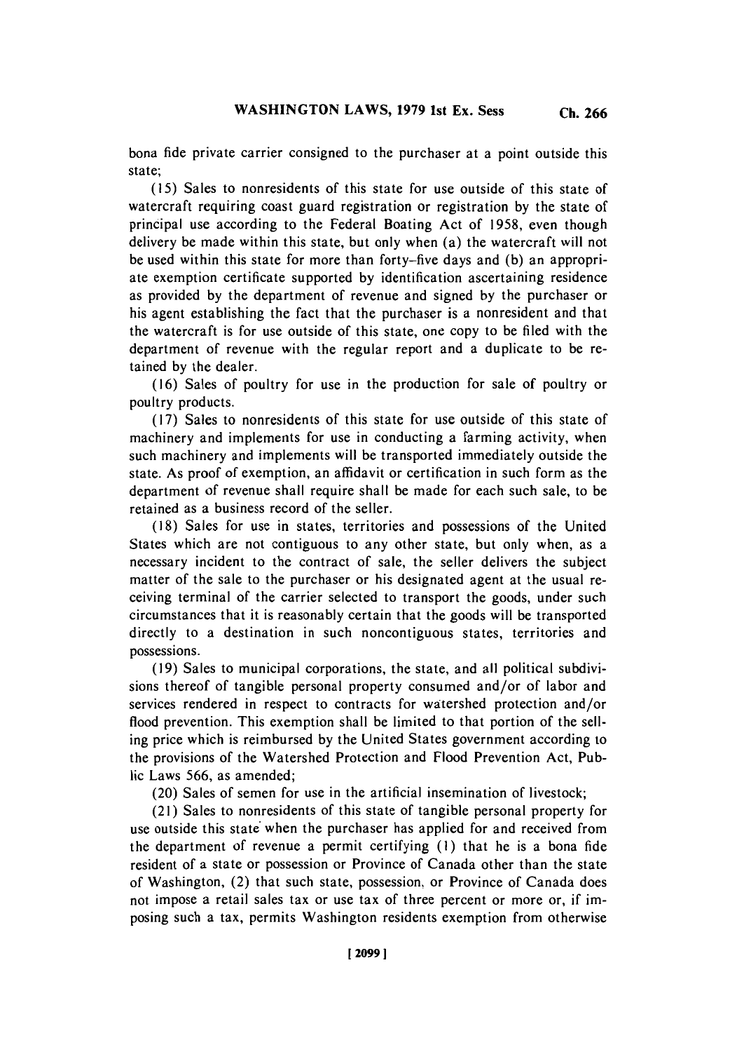bona fide private carrier consigned to the purchaser at a point outside this state;

(15) Sales to nonresidents of this state for use outside of this state of watercraft requiring coast guard registration or registration by the state of principal use according to the Federal Boating Act of 1958, even though delivery be made within this state, but only when (a) the watercraft will not be used within this state for more than forty-five days and (b) an appropriate exemption certificate supported by identification ascertaining residence as provided by the department of revenue and signed by the purchaser or his agent establishing the fact that the purchaser is a nonresident and that the watercraft is for use outside of this state, one copy to be filed with the department of revenue with the regular report and a duplicate to be retained by the dealer.

(16) Sales of poultry for use in the production for sale of poultry or poultry products.

(17) Sales to nonresidents of this state for use outside of this state of machinery and implements for use in conducting a farming activity, when such machinery and implements will be transported immediately outside the state. As proof of exemption, an affidavit or certification in such form as the department of revenue shall require shall be made for each such sale, to be retained as a business record of the seller.

(18) Sales for use in states, territories and possessions of the United States which are not contiguous to any other state, but only when, as a necessary incident to the contract of sale, the seller delivers the subject matter of the sale to the purchaser or his designated agent at the usual receiving terminal of the carrier selected to transport the goods, under such circumstances that it is reasonably certain that the goods will be transported directly to a destination in such noncontiguous states, territories and possessions.

(19) Sales to municipal corporations, the state, and all political subdivisions thereof of tangible personal property consumed and/or of labor and services rendered in respect to contracts for watershed protection and/or flood prevention. This exemption shall be limited to that portion of the selling price which is reimbursed by the United States government according to the provisions of the Watershed Protection and Flood Prevention Act, Public Laws 566, as amended;

(20) Sales of semen for use in the artificial insemination of livestock;

(21) Sales to nonresidents of this state of tangible personal property for use outside this state when the purchaser has applied for and received from the department of revenue a permit certifying (1) that he is a bona fide resident of a state or possession or Province of Canada other than the state of Washington, (2) that such state, possession, or Province of Canada does not impose a retail sales tax or use tax of three percent or more or, if imposing such a tax, permits Washington residents exemption from otherwise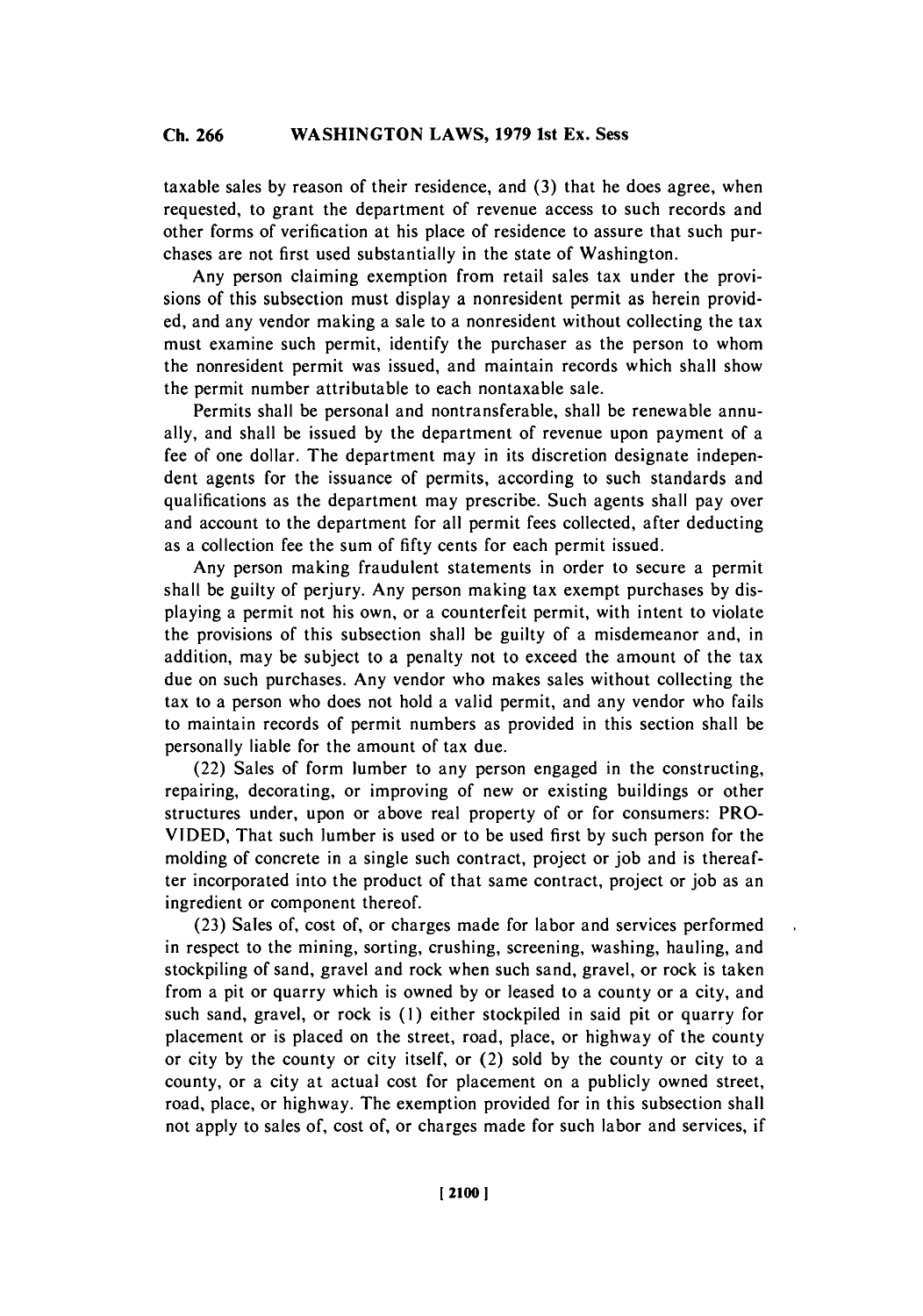taxable sales by reason of their residence, and (3) that he does agree, when requested, to grant the department of revenue access to such records and other forms of verification at his place of residence to assure that such purchases are not first used substantially in the state of Washington.

Any person claiming exemption from retail sales tax under the provisions of this subsection must display a nonresident permit as herein provided, and any vendor making a sale to a nonresident without collecting the tax must examine such permit, identify the purchaser as the person to whom the nonresident permit was issued, and maintain records which shall show the permit number attributable to each nontaxable sale.

Permits shall be personal and nontransferable, shall be renewable annually, and shall be issued by the department of revenue upon payment of a fee of one dollar. The department may in its discretion designate independent agents for the issuance of permits, according to such standards and qualifications as the department may prescribe. Such agents shall pay over and account to the department for all permit fees collected, after deducting as a collection fee the sum of fifty cents for each permit issued.

Any person making fraudulent statements in order to secure a permit shall be guilty of perjury. Any person making tax exempt purchases by displaying a permit not his own, or a counterfeit permit, with intent to violate the provisions of this subsection shall be guilty of a misdemeanor and, in addition, may be subject to a penalty not to exceed the amount of the tax due on such purchases. Any vendor who makes sales without collecting the tax to a person who does not hold a valid permit, and any vendor who fails to maintain records of permit numbers as provided in this section shall be personally liable for the amount of tax due.

(22) Sales of form lumber to any person engaged in the constructing, repairing, decorating, or improving of new or existing buildings or other structures under, upon or above real property of or for consumers: PROVIDED, That such lumber is used or to be used first by such person for the molding of concrete in a single such contract, project or job and is thereafter incorporated into the product of that same contract, project or job as an ingredient or component thereof.

(23) Sales of, cost of, or charges made for labor and services performed in respect to the mining, sorting, crushing, screening, washing, hauling, and stockpiling of sand, gravel and rock when such sand, gravel, or rock is taken from a pit or quarry which is owned by or leased to a county or a city, and such sand, gravel, or rock is (1) either stockpiled in said pit or quarry for placement or is placed on the street, road, place, or highway of the county or city by the county or city itself, or (2) sold by the county or city to a county, or a city at actual cost for placement on a publicly owned street, road, place, or highway. The exemption provided for in this subsection shall not apply to sales of, cost of, or charges made for such labor and services, if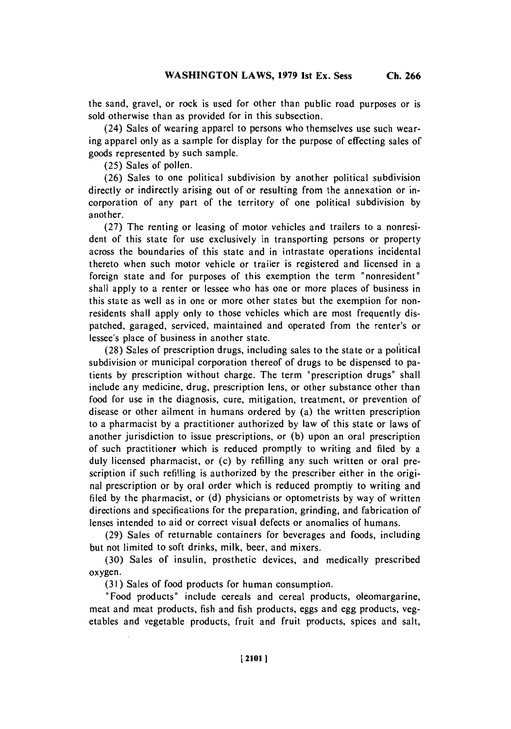the sand, gravel, or rock is used for other than public road purposes or is sold otherwise than as provided for in this subsection.

(24) Sales of wearing apparel to persons who themselves use such wearing apparel only as a sample for display for the purpose of effecting sales of goods represented by such sample.

(25) Sales of pollen.

(26) Sales to one political subdivision by another political subdivision directly or indirectly arising out of or resulting from the annexation or incorporation of any part of the territory of one political subdivision by another.

(27) The renting or leasing of motor vehicles and trailers to a nonresident of this state for use exclusively in transporting persons or property across the boundaries of this state and in intrastate operations incidental thereto when such motor vehicle or trailer is registered and licensed in a foreign state and for purposes of this exemption the term "nonresident" shall apply to a renter or lessee who has one or more places of business in this state as well as in one or more other states but the exemption for nonresidents shall apply only to those vehicles which are most frequently dispatched, garaged, serviced, maintained and operated from the renter's or lessee's place of business in another state.

(28) Sales of prescription drugs, including sales to the state or a political subdivision or municipal corporation thereof of drugs to be dispensed to patients by prescription without charge. The term "prescription drugs" shall include any medicine, drug, prescription lens, or other substance other than food for use in the diagnosis, cure, mitigation, treatment, or prevention of disease or other ailment in humans ordered by (a) the written prescription to a pharmacist by a practitioner authorized by law of this state or laws of another jurisdiction to issue prescriptions, or (b) upon an oral prescription of such practitioner which is reduced promptly to writing and filed by a duly licensed pharmacist, or (c) by refilling any such written or oral prescription if such refilling is authorized by the prescriber either in the original prescription or by oral order which is reduced promptly to writing and filed by the pharmacist, or (d) physicians or optometrists by way of written directions and specifications for the preparation, grinding, and fabrication of lenses intended to aid or correct visual defects or anomalies of humans.

(29) Sales of returnable containers for beverages and foods, including but not limited to soft drinks, milk, beer, and mixers.

(30) Sales of insulin, prosthetic devices, and medically prescribed oxygen.

(31) Sales of food products for human consumption.

"Food products" include cereals and cereal products, oleomargarine, meat and meat products, fish and fish products, eggs and egg products, vegetables and vegetable products, fruit and fruit products, spices and salt,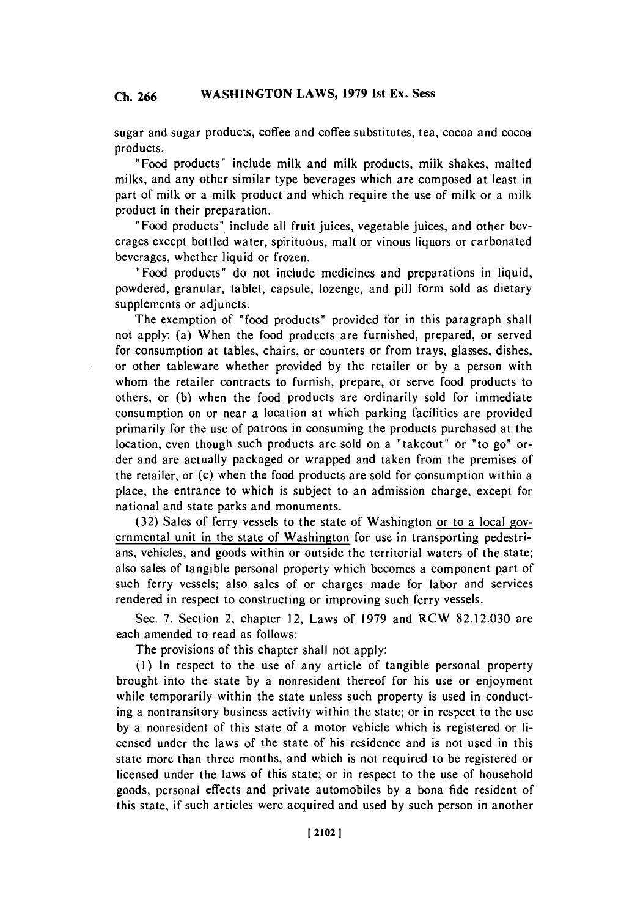sugar and sugar products, coffee and coffee substitutes, tea, cocoa and cocoa products.

"Food products" include milk and milk products, milk shakes, malted milks, and any other similar type beverages which are composed at least in part of milk or a milk product and which require the use of milk or a milk product in their preparation.

"Food products" include all fruit juices, vegetable juices, and other beverages except bottled water, spirituous, malt or vinous liquors or carbonated beverages, whether liquid or frozen.

"Food products" do not include medicines and preparations in liquid, powdered, granular, tablet, capsule, lozenge, and pill form sold as dietary supplements or adjuncts.

The exemption of "food products" provided for in this paragraph shall not apply: (a) When the food products are furnished, prepared, or served for consumption at tables, chairs, or counters or from trays, glasses, dishes, or other tableware whether provided by the retailer or by a person with whom the retailer contracts to furnish, prepare, or serve food products to others, or (b) when the food products are ordinarily sold for immediate consumption on or near a location at which parking facilities are provided primarily for the use of patrons in consuming the products purchased at the location, even though such products are sold on a "takeout" or "to go" order and are actually packaged or wrapped and taken from the premises of the retailer, or (c) when the food products are sold for consumption within a place, the entrance to which is subject to an admission charge, except for national and state parks and monuments.

(32) Sales of ferry vessels to the state of Washington or to a local governmental unit in the state of Washington for use in transporting pedestrians, vehicles, and goods within or outside the territorial waters of the state; also sales of tangible personal property which becomes a component part of such ferry vessels; also sales of or charges made for labor and services rendered in respect to constructing or improving such ferry vessels.

Sec. 7. Section 2, chapter 12, Laws of 1979 and RCW 82.12.030 are each amended to read as follows:

The provisions of this chapter shall not apply:

(1) In respect to the use of any article of tangible personal property brought into the state by a nonresident thereof for his use or enjoyment while temporarily within the state unless such property is used in conducting a nontransitory business activity within the state; or in respect to the use by a nonresident of this state of a motor vehicle which is registered or licensed under the laws of the state of his residence and is not used in this state more than three months, and which is not required to be registered or licensed under the laws of this state; or in respect to the use of household goods, personal effects and private automobiles by a bona fide resident of this state, if such articles were acquired and used by such person in another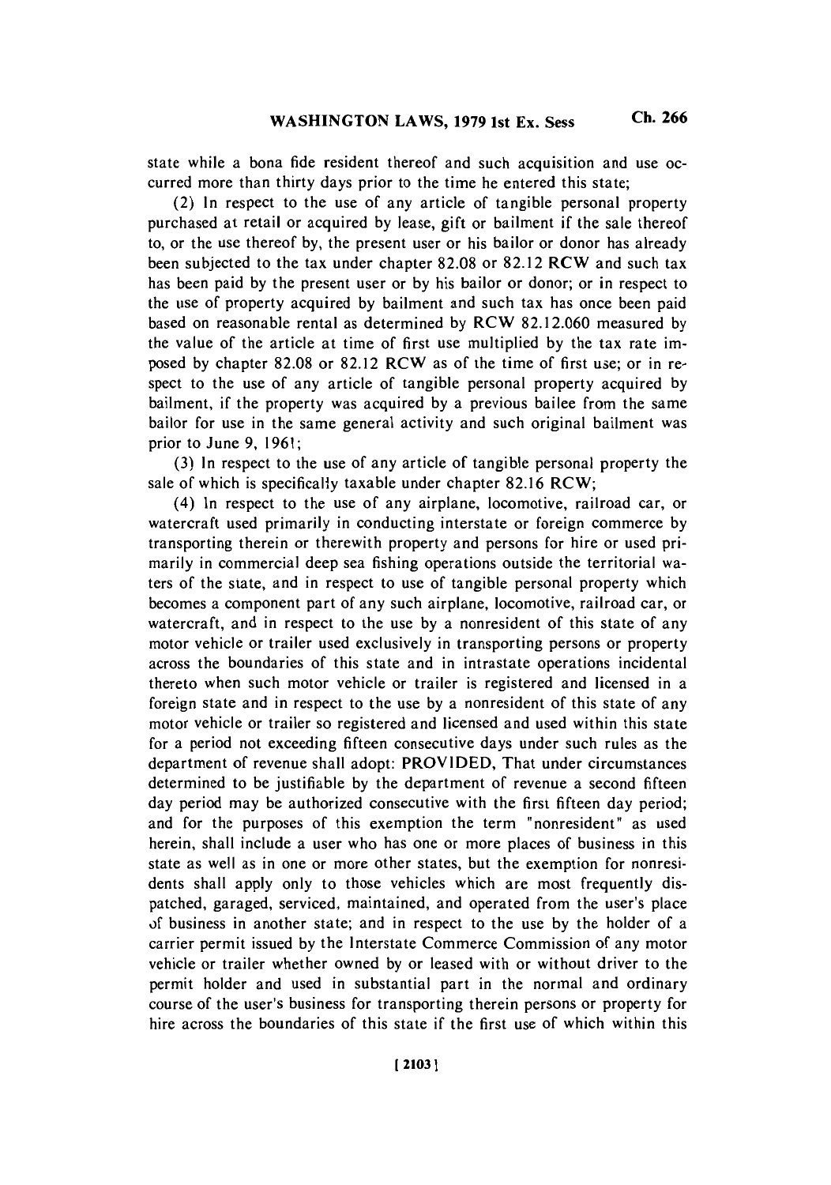state while a bona fide resident thereof and such acquisition and use occurred more than thirty days prior to the time he entered this state;

(2) In respect to the use of any article of tangible personal property purchased at retail or acquired by lease, gift or bailment if the sale thereof to, or the use thereof by, the present user or his bailor or donor has already been subjected to the tax under chapter 82.08 or 82.12 RCW and such tax has been paid by the present user or by his bailor or donor; or in respect to the use of property acquired by bailment and such tax has once been paid based on reasonable rental as determined by RCW 82.12.060 measured by the value of the article at time of first use multiplied by the tax rate imposed by chapter 82.08 or 82.12 RCW as of the time of first use; or in respect to the use of any article of tangible personal property acquired by bailment, if the property was acquired by a previous bailee from the same bailor for use in the same general activity and such original bailment was prior to June 9, 1961;

(3) In respect to the use of any article of tangible personal property the sale of which is specifically taxable under chapter 82.16 RCW;

(4) In respect to the use of any airplane, locomotive, railroad car, or watercraft used primarily in conducting interstate or foreign commerce by transporting therein or therewith property and persons for hire or used primarily in commercial deep sea fishing operations outside the territorial waters of the state, and in respect to use of tangible personal property which becomes a component part of any such airplane, locomotive, railroad car, or watercraft, and in respect to the use by a nonresident of this state of any motor vehicle or trailer used exclusively in transporting persons or property across the boundaries of this state and in intrastate operations incidental thereto when such motor vehicle or trailer is registered and licensed in a foreign state and in respect to the use by a nonresident of this state of any motor vehicle or trailer so registered and licensed and used within this state for a period not exceeding fifteen consecutive days under such rules as the department of revenue shall adopt: PROVIDED, That under circumstances determined to be justifiable by the department of revenue a second fifteen day period may be authorized consecutive with the first fifteen day period; and for the purposes of this exemption the term "nonresident" as used herein, shall include a user who has one or more places of business in this state as well as in one or more other states, but the exemption for nonresidents shall apply only to those vehicles which are most frequently dispatched, garaged, serviced, maintained, and operated from the user's place of business in another state; and in respect to the use by the holder of a carrier permit issued by the Interstate Commerce Commission of any motor vehicle or trailer whether owned by or leased with or without driver to the permit holder and used in substantial part in the normal and ordinary course of the user's business for transporting therein persons or property for hire across the boundaries of this state if the first use of which within this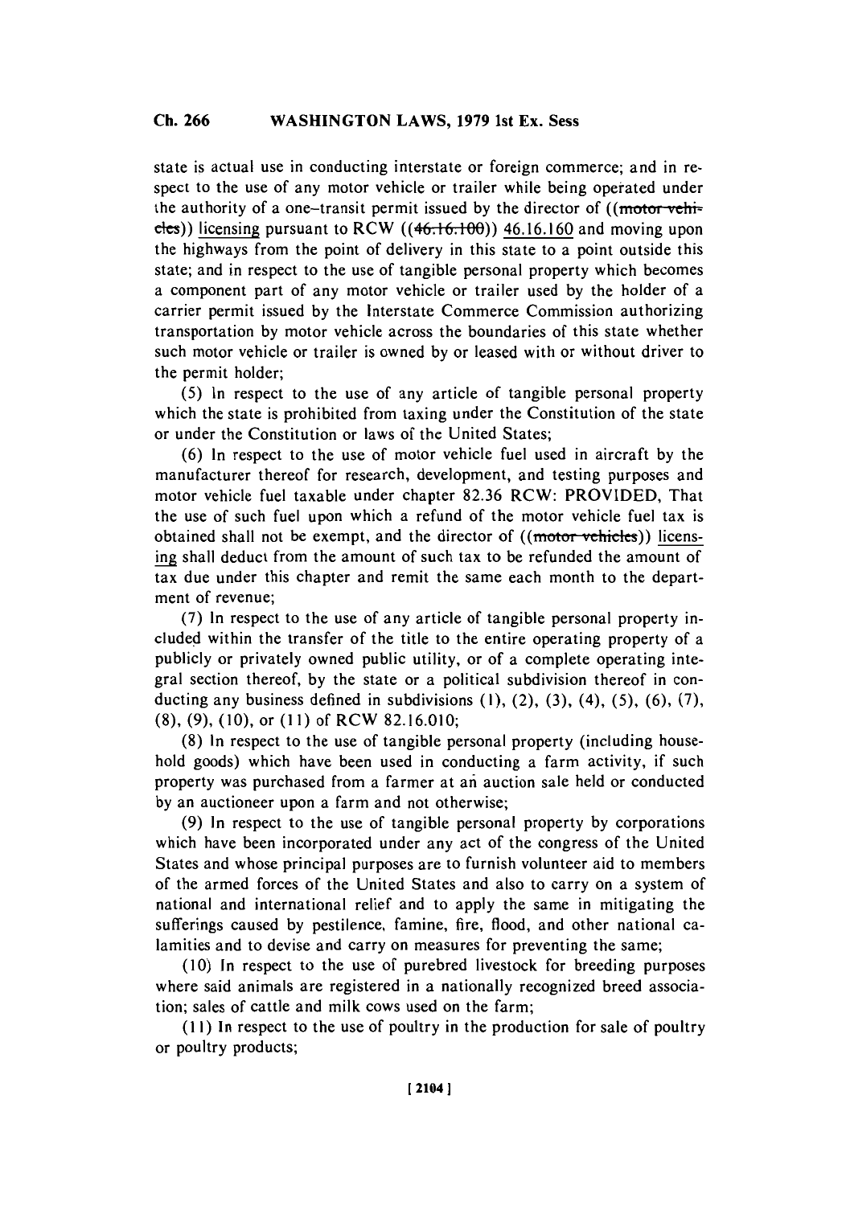state is actual use in conducting interstate or foreign commerce; and in respect to the use of any motor vehicle or trailer while being operated under the authority of a one-transit permit issued by the director of ((~~motor vehicles~~)) licensing pursuant to RCW ((~~46.16.100~~)) 46.16.160 and moving upon the highways from the point of delivery in this state to a point outside this state; and in respect to the use of tangible personal property which becomes a component part of any motor vehicle or trailer used by the holder of a carrier permit issued by the Interstate Commerce Commission authorizing transportation by motor vehicle across the boundaries of this state whether such motor vehicle or trailer is owned by or leased with or without driver to the permit holder;

(5) In respect to the use of any article of tangible personal property which the state is prohibited from taxing under the Constitution of the state or under the Constitution or laws of the United States;

(6) In respect to the use of motor vehicle fuel used in aircraft by the manufacturer thereof for research, development, and testing purposes and motor vehicle fuel taxable under chapter 82.36 RCW: PROVIDED, That the use of such fuel upon which a refund of the motor vehicle fuel tax is obtained shall not be exempt, and the director of ((~~motor vehicles~~)) licensing shall deduct from the amount of such tax to be refunded the amount of tax due under this chapter and remit the same each month to the department of revenue;

(7) In respect to the use of any article of tangible personal property included within the transfer of the title to the entire operating property of a publicly or privately owned public utility, or of a complete operating integral section thereof, by the state or a political subdivision thereof in conducting any business defined in subdivisions (1), (2), (3), (4), (5), (6), (7), (8), (9), (10), or (11) of RCW 82.16.010;

(8) In respect to the use of tangible personal property (including household goods) which have been used in conducting a farm activity, if such property was purchased from a farmer at an auction sale held or conducted by an auctioneer upon a farm and not otherwise;

(9) In respect to the use of tangible personal property by corporations which have been incorporated under any act of the congress of the United States and whose principal purposes are to furnish volunteer aid to members of the armed forces of the United States and also to carry on a system of national and international relief and to apply the same in mitigating the sufferings caused by pestilence, famine, fire, flood, and other national calamities and to devise and carry on measures for preventing the same;

(10) In respect to the use of purebred livestock for breeding purposes where said animals are registered in a nationally recognized breed association; sales of cattle and milk cows used on the farm;

(11) In respect to the use of poultry in the production for sale of poultry or poultry products;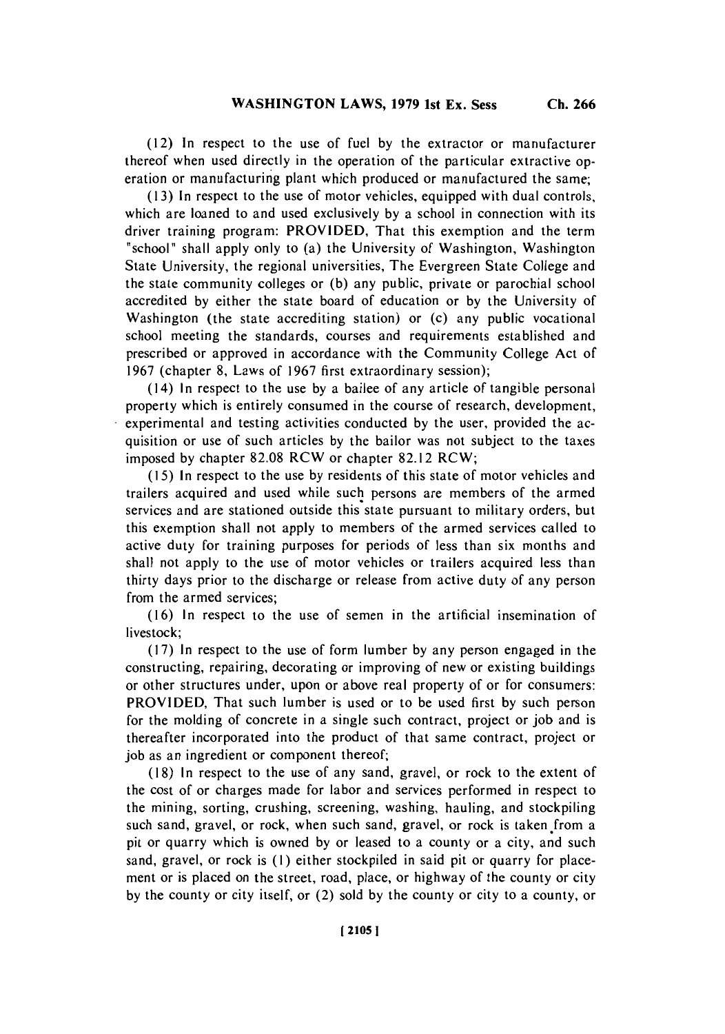(12) In respect to the use of fuel by the extractor or manufacturer thereof when used directly in the operation of the particular extractive operation or manufacturing plant which produced or manufactured the same;

(13) In respect to the use of motor vehicles, equipped with dual controls, which are loaned to and used exclusively by a school in connection with its driver training program: PROVIDED, That this exemption and the term "school" shall apply only to (a) the University of Washington, Washington State University, the regional universities, The Evergreen State College and the state community colleges or (b) any public, private or parochial school accredited by either the state board of education or by the University of Washington (the state accrediting station) or (c) any public vocational school meeting the standards, courses and requirements established and prescribed or approved in accordance with the Community College Act of 1967 (chapter 8, Laws of 1967 first extraordinary session);

(14) In respect to the use by a bailee of any article of tangible personal property which is entirely consumed in the course of research, development, experimental and testing activities conducted by the user, provided the acquisition or use of such articles by the bailor was not subject to the taxes imposed by chapter 82.08 RCW or chapter 82.12 RCW;

(15) In respect to the use by residents of this state of motor vehicles and trailers acquired and used while such persons are members of the armed services and are stationed outside this state pursuant to military orders, but this exemption shall not apply to members of the armed services called to active duty for training purposes for periods of less than six months and shall not apply to the use of motor vehicles or trailers acquired less than thirty days prior to the discharge or release from active duty of any person from the armed services;

(16) In respect to the use of semen in the artificial insemination of livestock;

(17) In respect to the use of form lumber by any person engaged in the constructing, repairing, decorating or improving of new or existing buildings or other structures under, upon or above real property of or for consumers: PROVIDED, That such lumber is used or to be used first by such person for the molding of concrete in a single such contract, project or job and is thereafter incorporated into the product of that same contract, project or job as an ingredient or component thereof;

(18) In respect to the use of any sand, gravel, or rock to the extent of the cost of or charges made for labor and services performed in respect to the mining, sorting, crushing, screening, washing, hauling, and stockpiling such sand, gravel, or rock, when such sand, gravel, or rock is taken from a pit or quarry which is owned by or leased to a county or a city, and such sand, gravel, or rock is (1) either stockpiled in said pit or quarry for placement or is placed on the street, road, place, or highway of the county or city by the county or city itself, or (2) sold by the county or city to a county, or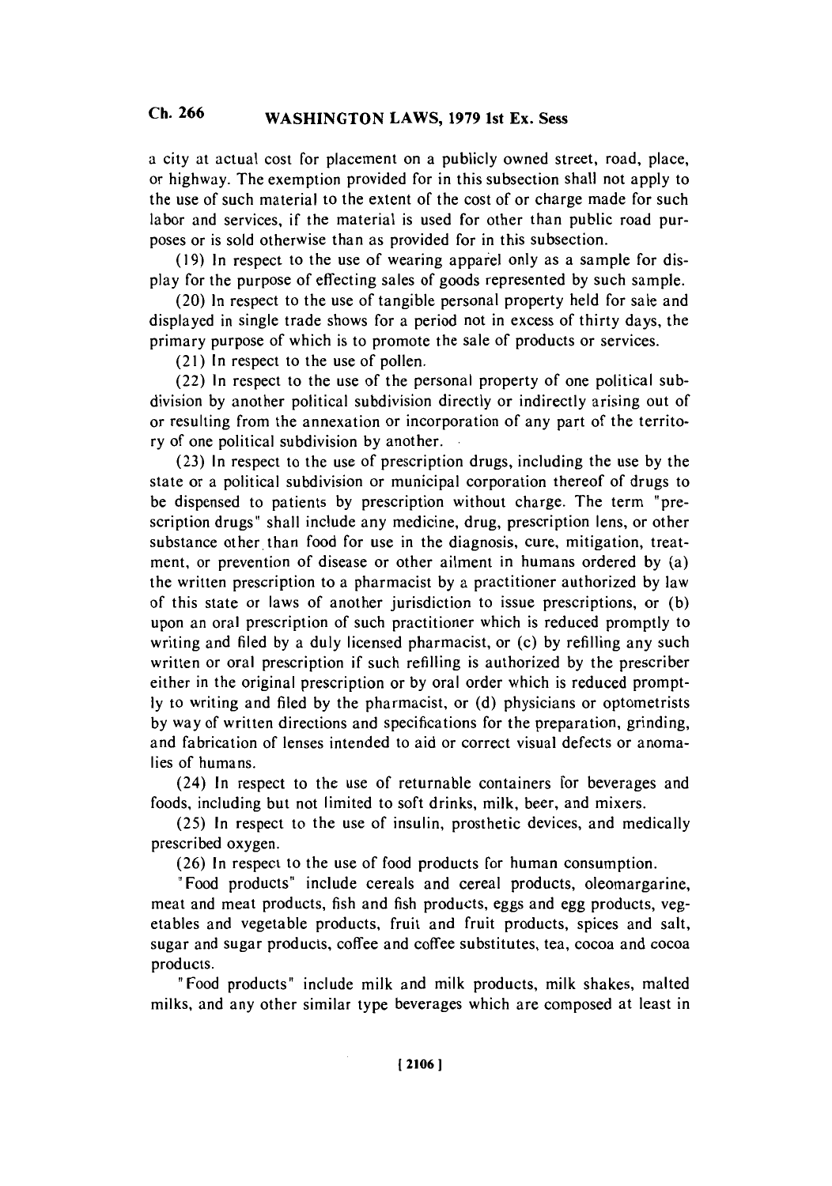a city at actual cost for placement on a publicly owned street, road, place, or highway. The exemption provided for in this subsection shall not apply to the use of such material to the extent of the cost of or charge made for such labor and services, if the material is used for other than public road purposes or is sold otherwise than as provided for in this subsection.

(19) In respect to the use of wearing apparel only as a sample for display for the purpose of effecting sales of goods represented by such sample.

(20) In respect to the use of tangible personal property held for sale and displayed in single trade shows for a period not in excess of thirty days, the primary purpose of which is to promote the sale of products or services.

(21) In respect to the use of pollen.

(22) In respect to the use of the personal property of one political subdivision by another political subdivision directly or indirectly arising out of or resulting from the annexation or incorporation of any part of the territory of one political subdivision by another.

(23) In respect to the use of prescription drugs, including the use by the state or a political subdivision or municipal corporation thereof of drugs to be dispensed to patients by prescription without charge. The term "prescription drugs" shall include any medicine, drug, prescription lens, or other substance other than food for use in the diagnosis, cure, mitigation, treatment, or prevention of disease or other ailment in humans ordered by (a) the written prescription to a pharmacist by a practitioner authorized by law of this state or laws of another jurisdiction to issue prescriptions, or (b) upon an oral prescription of such practitioner which is reduced promptly to writing and filed by a duly licensed pharmacist, or (c) by refilling any such written or oral prescription if such refilling is authorized by the prescriber either in the original prescription or by oral order which is reduced promptly to writing and filed by the pharmacist, or (d) physicians or optometrists by way of written directions and specifications for the preparation, grinding, and fabrication of lenses intended to aid or correct visual defects or anomalies of humans.

(24) In respect to the use of returnable containers for beverages and foods, including but not limited to soft drinks, milk, beer, and mixers.

(25) In respect to the use of insulin, prosthetic devices, and medically prescribed oxygen.

(26) In respect to the use of food products for human consumption.

"Food products" include cereals and cereal products, oleomargarine, meat and meat products, fish and fish products, eggs and egg products, vegetables and vegetable products, fruit and fruit products, spices and salt, sugar and sugar products, coffee and coffee substitutes, tea, cocoa and cocoa products.

"Food products" include milk and milk products, milk shakes, malted milks, and any other similar type beverages which are composed at least in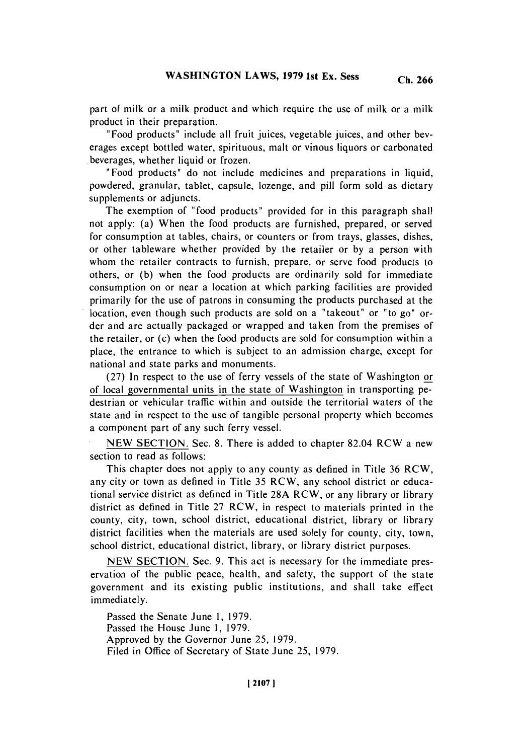part of milk or a milk product and which require the use of milk or a milk product in their preparation.

"Food products" include all fruit juices, vegetable juices, and other beverages except bottled water, spirituous, malt or vinous liquors or carbonated beverages, whether liquid or frozen.

"Food products" do not include medicines and preparations in liquid, powdered, granular, tablet, capsule, lozenge, and pill form sold as dietary supplements or adjuncts.

The exemption of "food products" provided for in this paragraph shall not apply: (a) When the food products are furnished, prepared, or served for consumption at tables, chairs, or counters or from trays, glasses, dishes, or other tableware whether provided by the retailer or by a person with whom the retailer contracts to furnish, prepare, or serve food products to others, or (b) when the food products are ordinarily sold for immediate consumption on or near a location at which parking facilities are provided primarily for the use of patrons in consuming the products purchased at the location, even though such products are sold on a "takeout" or "to go" order and are actually packaged or wrapped and taken from the premises of the retailer, or (c) when the food products are sold for consumption within a place, the entrance to which is subject to an admission charge, except for national and state parks and monuments.

(27) In respect to the use of ferry vessels of the state of Washington or of local governmental units in the state of Washington in transporting pedestrian or vehicular traffic within and outside the territorial waters of the state and in respect to the use of tangible personal property which becomes a component part of any such ferry vessel.

NEW SECTION. Sec. 8. There is added to chapter 82.04 RCW a new section to read as follows:

This chapter does not apply to any county as defined in Title 36 RCW, any city or town as defined in Title 35 RCW, any school district or educational service district as defined in Title 28A RCW, or any library or library district as defined in Title 27 RCW, in respect to materials printed in the county, city, town, school district, educational district, library or library district facilities when the materials are used solely for county, city, town, school district, educational district, library, or library district purposes.

NEW SECTION. Sec. 9. This act is necessary for the immediate preservation of the public peace, health, and safety, the support of the state government and its existing public institutions, and shall take effect immediately.

Passed the Senate June 1, 1979.
Passed the House June 1, 1979.
Approved by the Governor June 25, 1979.
Filed in Office of Secretary of State June 25, 1979.